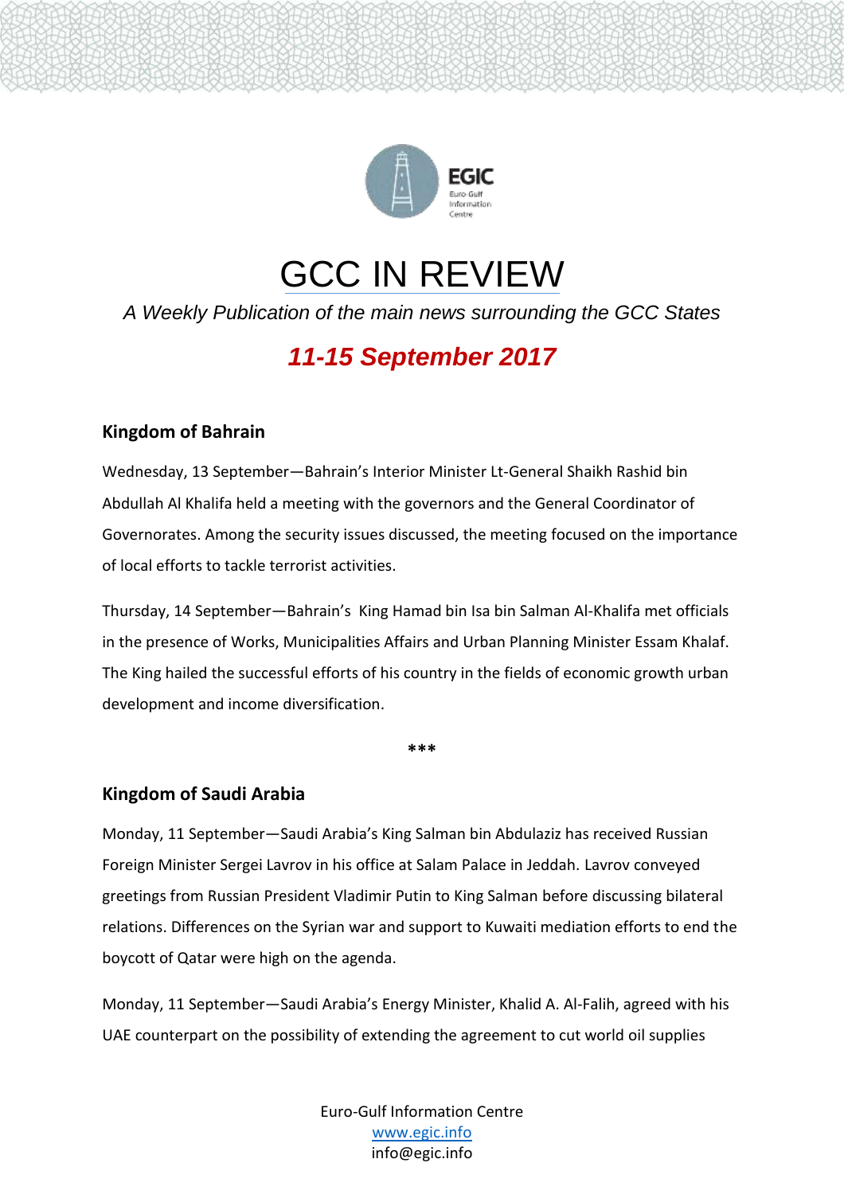# GCC IN REVIEW

*A Weekly Publication of the main news surrounding the GCC States*

## *11-15 September 2017*

### Kingdom of Bahrain

Wednesday, 13 September—Bahrain's Interior Minister Lt-General Shaikh Rashid bin Abdullah Al Khalifa held a meeting with the governors and the General Coordinator of Governorates. Among the security issues discussed, the meeting focused on the importance of local efforts to tackle terrorist activities.

Thursday, 14 September—Bahrain's King Hamad bin Isa bin Salman Al-Khalifa met officials in the presence of Works, Municipalities Affairs and Urban Planning Minister Essam Khalaf. The King hailed the successful efforts of his country in the fields of economic growth urban development and income diversification.

***

### Kingdom of Saudi Arabia

Monday, 11 September—Saudi Arabia's King Salman bin Abdulaziz has received Russian Foreign Minister Sergei Lavrov in his office at Salam Palace in Jeddah. Lavrov conveyed greetings from Russian President Vladimir Putin to King Salman before discussing bilateral relations. Differences on the Syrian war and support to Kuwaiti mediation efforts to end the boycott of Qatar were high on the agenda.

Monday, 11 September—Saudi Arabia's Energy Minister, Khalid A. Al-Falih, agreed with his UAE counterpart on the possibility of extending the agreement to cut world oil supplies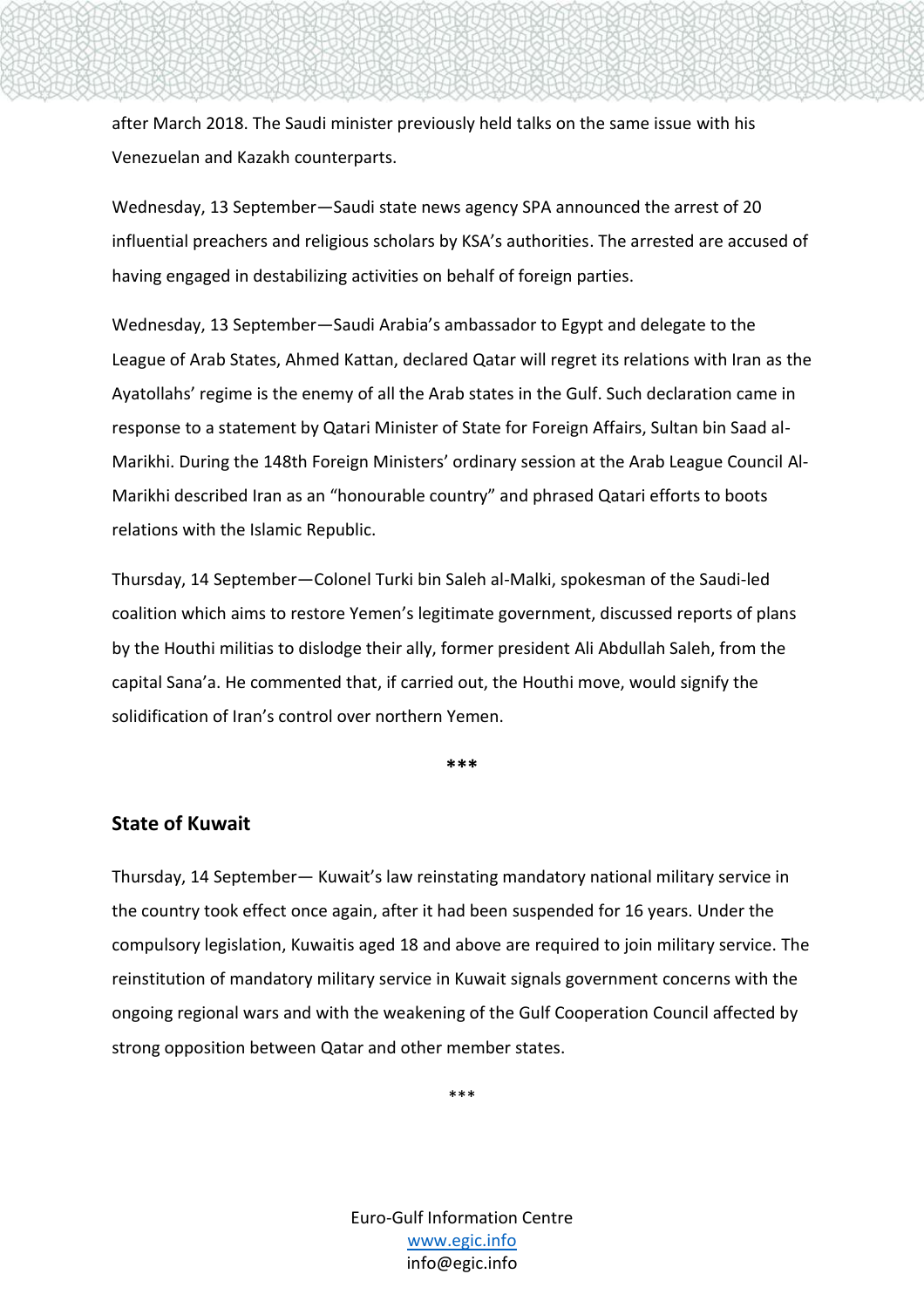after March 2018. The Saudi minister previously held talks on the same issue with his Venezuelan and Kazakh counterparts.

Wednesday, 13 September—Saudi state news agency SPA announced the arrest of 20 influential preachers and religious scholars by KSA's authorities. The arrested are accused of having engaged in destabilizing activities on behalf of foreign parties.

Wednesday, 13 September—Saudi Arabia's ambassador to Egypt and delegate to the League of Arab States, Ahmed Kattan, declared Qatar will regret its relations with Iran as the Ayatollahs' regime is the enemy of all the Arab states in the Gulf. Such declaration came in response to a statement by Qatari Minister of State for Foreign Affairs, Sultan bin Saad al-Marikhi. During the 148th Foreign Ministers' ordinary session at the Arab League Council Al-Marikhi described Iran as an "honourable country" and phrased Qatari efforts to boots relations with the Islamic Republic.

Thursday, 14 September—Colonel Turki bin Saleh al-Malki, spokesman of the Saudi-led coalition which aims to restore Yemen's legitimate government, discussed reports of plans by the Houthi militias to dislodge their ally, former president Ali Abdullah Saleh, from the capital Sana'a. He commented that, if carried out, the Houthi move, would signify the solidification of Iran's control over northern Yemen.

***

## State of Kuwait

Thursday, 14 September— Kuwait's law reinstating mandatory national military service in the country took effect once again, after it had been suspended for 16 years. Under the compulsory legislation, Kuwaitis aged 18 and above are required to join military service. The reinstitution of mandatory military service in Kuwait signals government concerns with the ongoing regional wars and with the weakening of the Gulf Cooperation Council affected by strong opposition between Qatar and other member states.

***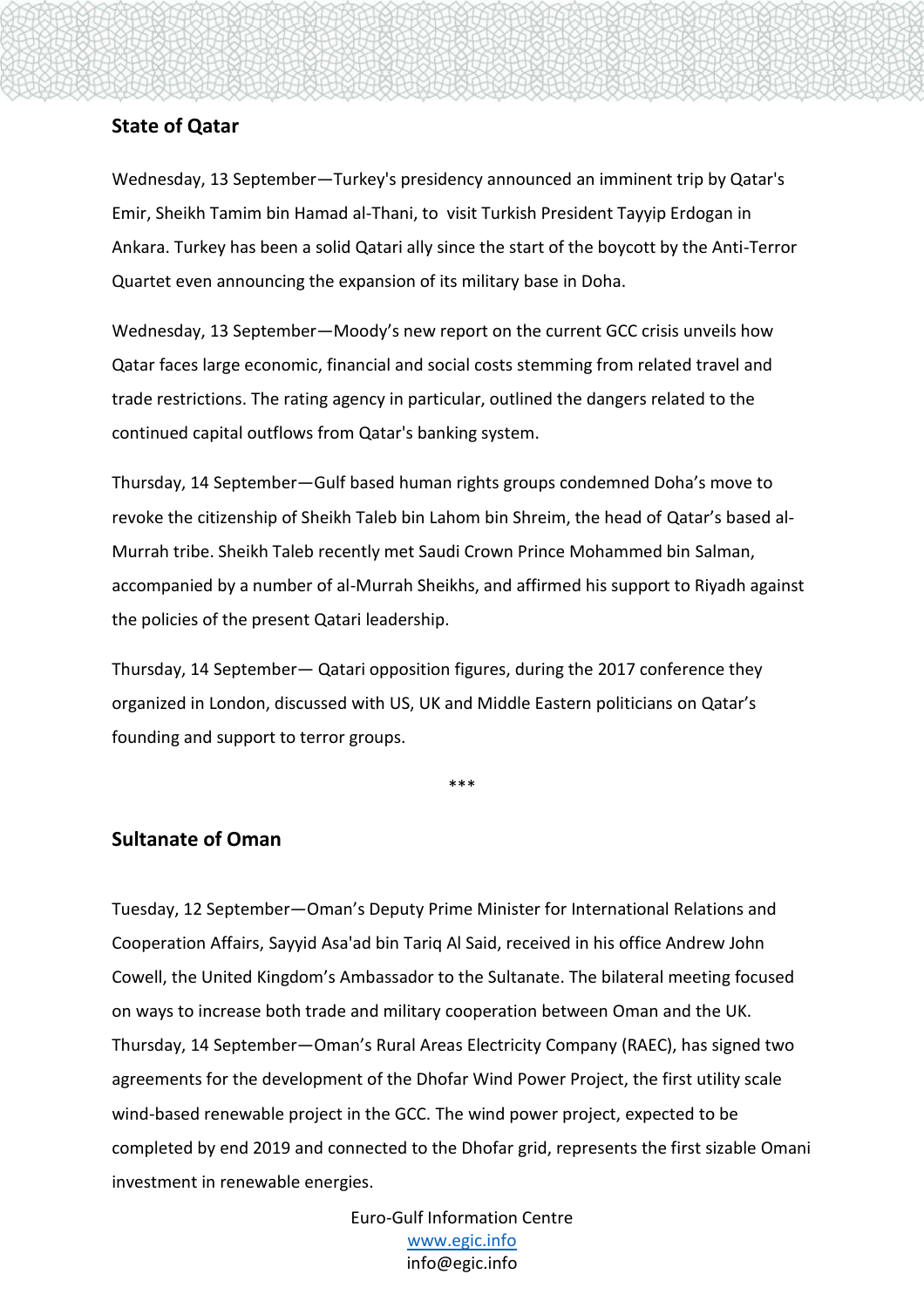## State of Qatar

Wednesday, 13 September—Turkey's presidency announced an imminent trip by Qatar's Emir, Sheikh Tamim bin Hamad al-Thani, to visit Turkish President Tayyip Erdogan in Ankara. Turkey has been a solid Qatari ally since the start of the boycott by the Anti-Terror Quartet even announcing the expansion of its military base in Doha.

Wednesday, 13 September—Moody's new report on the current GCC crisis unveils how Qatar faces large economic, financial and social costs stemming from related travel and trade restrictions. The rating agency in particular, outlined the dangers related to the continued capital outflows from Qatar's banking system.

Thursday, 14 September—Gulf based human rights groups condemned Doha's move to revoke the citizenship of Sheikh Taleb bin Lahom bin Shreim, the head of Qatar's based al-Murrah tribe. Sheikh Taleb recently met Saudi Crown Prince Mohammed bin Salman, accompanied by a number of al-Murrah Sheikhs, and affirmed his support to Riyadh against the policies of the present Qatari leadership.

Thursday, 14 September— Qatari opposition figures, during the 2017 conference they organized in London, discussed with US, UK and Middle Eastern politicians on Qatar's founding and support to terror groups.

***

## Sultanate of Oman

Tuesday, 12 September—Oman's Deputy Prime Minister for International Relations and Cooperation Affairs, Sayyid Asa'ad bin Tariq Al Said, received in his office Andrew John Cowell, the United Kingdom's Ambassador to the Sultanate. The bilateral meeting focused on ways to increase both trade and military cooperation between Oman and the UK.

Thursday, 14 September—Oman's Rural Areas Electricity Company (RAEC), has signed two agreements for the development of the Dhofar Wind Power Project, the first utility scale wind-based renewable project in the GCC. The wind power project, expected to be completed by end 2019 and connected to the Dhofar grid, represents the first sizable Omani investment in renewable energies.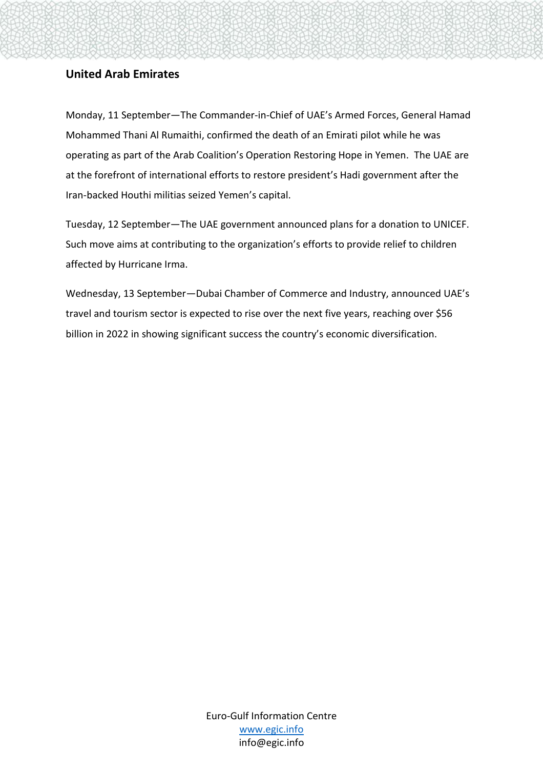## United Arab Emirates

Monday, 11 September—The Commander-in-Chief of UAE's Armed Forces, General Hamad Mohammed Thani Al Rumaithi, confirmed the death of an Emirati pilot while he was operating as part of the Arab Coalition's Operation Restoring Hope in Yemen. The UAE are at the forefront of international efforts to restore president's Hadi government after the Iran-backed Houthi militias seized Yemen's capital.

Tuesday, 12 September—The UAE government announced plans for a donation to UNICEF. Such move aims at contributing to the organization's efforts to provide relief to children affected by Hurricane Irma.

Wednesday, 13 September—Dubai Chamber of Commerce and Industry, announced UAE's travel and tourism sector is expected to rise over the next five years, reaching over $56 billion in 2022 in showing significant success the country's economic diversification.

Euro-Gulf Information Centre
www.egic.info
info@egic.info